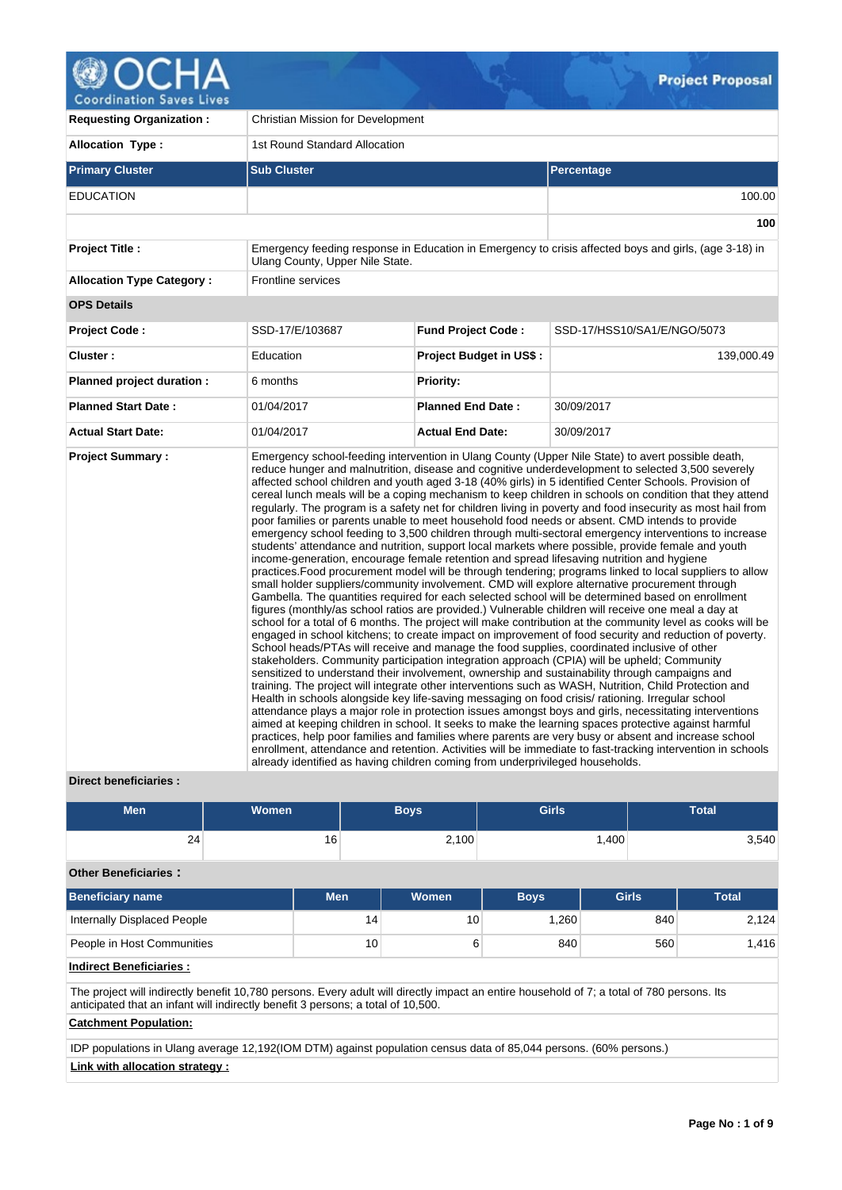# Project Proposal

| | | | |
|---|---|---|---|
| **Requesting Organization :** | Christian Mission for Development | | |
| **Allocation Type :** | 1st Round Standard Allocation | | |

| Primary Cluster | Sub Cluster | Percentage |
|---|---|---|
| EDUCATION | | 100.00 |
| | | **100** |

| | | | |
|---|---|---|---|
| **Project Title :** | Emergency feeding response in Education in Emergency to crisis affected boys and girls, (age 3-18) in Ulang County, Upper Nile State. | | |
| **Allocation Type Category :** | Frontline services | | |
| **OPS Details** | | | |
| **Project Code :** | SSD-17/E/103687 | **Fund Project Code :** | SSD-17/HSS10/SA1/E/NGO/5073 |
| **Cluster :** | Education | **Project Budget in US$ :** | 139,000.49 |
| **Planned project duration :** | 6 months | **Priority:** | |
| **Planned Start Date :** | 01/04/2017 | **Planned End Date :** | 30/09/2017 |
| **Actual Start Date:** | 01/04/2017 | **Actual End Date:** | 30/09/2017 |
| **Project Summary :** | Emergency school-feeding intervention in Ulang County (Upper Nile State) to avert possible death, reduce hunger and malnutrition, disease and cognitive underdevelopment to selected 3,500 severely affected school children and youth aged 3-18 (40% girls) in 5 identified Center Schools. Provision of cereal lunch meals will be a coping mechanism to keep children in schools on condition that they attend regularly. The program is a safety net for children living in poverty and food insecurity as most hail from poor families or parents unable to meet household food needs or absent. CMD intends to provide emergency school feeding to 3,500 children through multi-sectoral emergency interventions to increase students' attendance and nutrition, support local markets where possible, provide female and youth income-generation, encourage female retention and spread lifesaving nutrition and hygiene practices.Food procurement model will be through tendering; programs linked to local suppliers to allow small holder suppliers/community involvement. CMD will explore alternative procurement through Gambella. The quantities required for each selected school will be determined based on enrollment figures (monthly/as school ratios are provided.) Vulnerable children will receive one meal a day at school for a total of 6 months. The project will make contribution at the community level as cooks will be engaged in school kitchens; to create impact on improvement of food security and reduction of poverty. School heads/PTAs will receive and manage the food supplies, coordinated inclusive of other stakeholders. Community participation integration approach (CPIA) will be upheld; Community sensitized to understand their involvement, ownership and sustainability through campaigns and training. The project will integrate other interventions such as WASH, Nutrition, Child Protection and Health in schools alongside key life-saving messaging on food crisis/ rationing. Irregular school attendance plays a major role in protection issues amongst boys and girls, necessitating interventions aimed at keeping children in school. It seeks to make the learning spaces protective against harmful practices, help poor families and families where parents are very busy or absent and increase school enrollment, attendance and retention. Activities will be immediate to fast-tracking intervention in schools already identified as having children coming from underprivileged households. | | |

**Direct beneficiaries :**

| Men | Women | Boys | Girls | Total |
|---|---|---|---|---|
| 24 | 16 | 2,100 | 1,400 | 3,540 |

**Other Beneficiaries :**

| Beneficiary name | Men | Women | Boys | Girls | Total |
|---|---|---|---|---|---|
| Internally Displaced People | 14 | 10 | 1,260 | 840 | 2,124 |
| People in Host Communities | 10 | 6 | 840 | 560 | 1,416 |

**Indirect Beneficiaries :**

The project will indirectly benefit 10,780 persons. Every adult will directly impact an entire household of 7; a total of 780 persons. Its anticipated that an infant will indirectly benefit 3 persons; a total of 10,500.

**Catchment Population:**

IDP populations in Ulang average 12,192(IOM DTM) against population census data of 85,044 persons. (60% persons.)

**Link with allocation strategy :**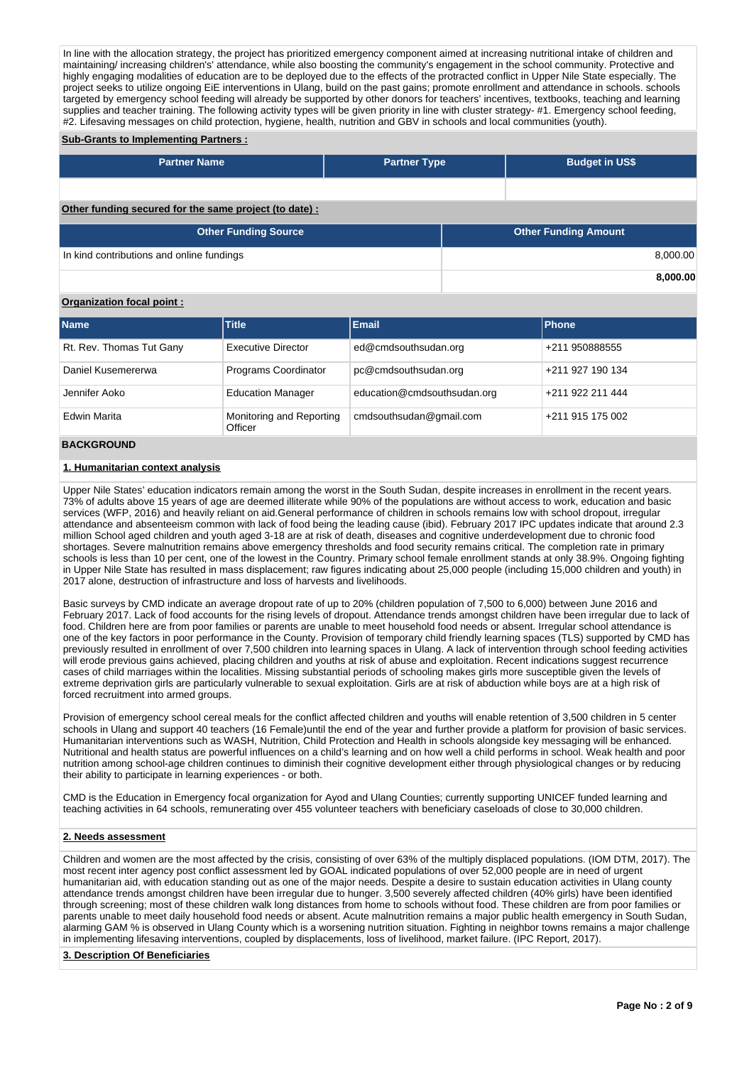In line with the allocation strategy, the project has prioritized emergency component aimed at increasing nutritional intake of children and maintaining/ increasing children's' attendance, while also boosting the community's engagement in the school community. Protective and highly engaging modalities of education are to be deployed due to the effects of the protracted conflict in Upper Nile State especially. The project seeks to utilize ongoing EiE interventions in Ulang, build on the past gains; promote enrollment and attendance in schools. schools targeted by emergency school feeding will already be supported by other donors for teachers' incentives, textbooks, teaching and learning supplies and teacher training. The following activity types will be given priority in line with cluster strategy- #1. Emergency school feeding, #2. Lifesaving messages on child protection, hygiene, health, nutrition and GBV in schools and local communities (youth).

**Sub-Grants to Implementing Partners :**

| Partner Name | Partner Type | Budget in US$ |
|---|---|---|
| | | |

**Other funding secured for the same project (to date) :**

| Other Funding Source | Other Funding Amount |
|---|---|
| In kind contributions and online fundings | 8,000.00 |
| | **8,000.00** |

**Organization focal point :**

| Name | Title | Email | Phone |
|---|---|---|---|
| Rt. Rev. Thomas Tut Gany | Executive Director | ed@cmdsouthsudan.org | +211 950888555 |
| Daniel Kusemererwa | Programs Coordinator | pc@cmdsouthsudan.org | +211 927 190 134 |
| Jennifer Aoko | Education Manager | education@cmdsouthsudan.org | +211 922 211 444 |
| Edwin Marita | Monitoring and Reporting Officer | cmdsouthsudan@gmail.com | +211 915 175 002 |

## BACKGROUND

### 1. Humanitarian context analysis

Upper Nile States' education indicators remain among the worst in the South Sudan, despite increases in enrollment in the recent years. 73% of adults above 15 years of age are deemed illiterate while 90% of the populations are without access to work, education and basic services (WFP, 2016) and heavily reliant on aid.General performance of children in schools remains low with school dropout, irregular attendance and absenteeism common with lack of food being the leading cause (ibid). February 2017 IPC updates indicate that around 2.3 million School aged children and youth aged 3-18 are at risk of death, diseases and cognitive underdevelopment due to chronic food shortages. Severe malnutrition remains above emergency thresholds and food security remains critical. The completion rate in primary schools is less than 10 per cent, one of the lowest in the Country. Primary school female enrollment stands at only 38.9%. Ongoing fighting in Upper Nile State has resulted in mass displacement; raw figures indicating about 25,000 people (including 15,000 children and youth) in 2017 alone, destruction of infrastructure and loss of harvests and livelihoods.

Basic surveys by CMD indicate an average dropout rate of up to 20% (children population of 7,500 to 6,000) between June 2016 and February 2017. Lack of food accounts for the rising levels of dropout. Attendance trends amongst children have been irregular due to lack of food. Children here are from poor families or parents are unable to meet household food needs or absent. Irregular school attendance is one of the key factors in poor performance in the County. Provision of temporary child friendly learning spaces (TLS) supported by CMD has previously resulted in enrollment of over 7,500 children into learning spaces in Ulang. A lack of intervention through school feeding activities will erode previous gains achieved, placing children and youths at risk of abuse and exploitation. Recent indications suggest recurrence cases of child marriages within the localities. Missing substantial periods of schooling makes girls more susceptible given the levels of extreme deprivation girls are particularly vulnerable to sexual exploitation. Girls are at risk of abduction while boys are at a high risk of forced recruitment into armed groups.

Provision of emergency school cereal meals for the conflict affected children and youths will enable retention of 3,500 children in 5 center schools in Ulang and support 40 teachers (16 Female)until the end of the year and further provide a platform for provision of basic services. Humanitarian interventions such as WASH, Nutrition, Child Protection and Health in schools alongside key messaging will be enhanced. Nutritional and health status are powerful influences on a child's learning and on how well a child performs in school. Weak health and poor nutrition among school-age children continues to diminish their cognitive development either through physiological changes or by reducing their ability to participate in learning experiences - or both.

CMD is the Education in Emergency focal organization for Ayod and Ulang Counties; currently supporting UNICEF funded learning and teaching activities in 64 schools, remunerating over 455 volunteer teachers with beneficiary caseloads of close to 30,000 children.

### 2. Needs assessment

Children and women are the most affected by the crisis, consisting of over 63% of the multiply displaced populations. (IOM DTM, 2017). The most recent inter agency post conflict assessment led by GOAL indicated populations of over 52,000 people are in need of urgent humanitarian aid, with education standing out as one of the major needs. Despite a desire to sustain education activities in Ulang county attendance trends amongst children have been irregular due to hunger. 3,500 severely affected children (40% girls) have been identified through screening; most of these children walk long distances from home to schools without food. These children are from poor families or parents unable to meet daily household food needs or absent. Acute malnutrition remains a major public health emergency in South Sudan, alarming GAM % is observed in Ulang County which is a worsening nutrition situation. Fighting in neighbor towns remains a major challenge in implementing lifesaving interventions, coupled by displacements, loss of livelihood, market failure. (IPC Report, 2017).

### 3. Description Of Beneficiaries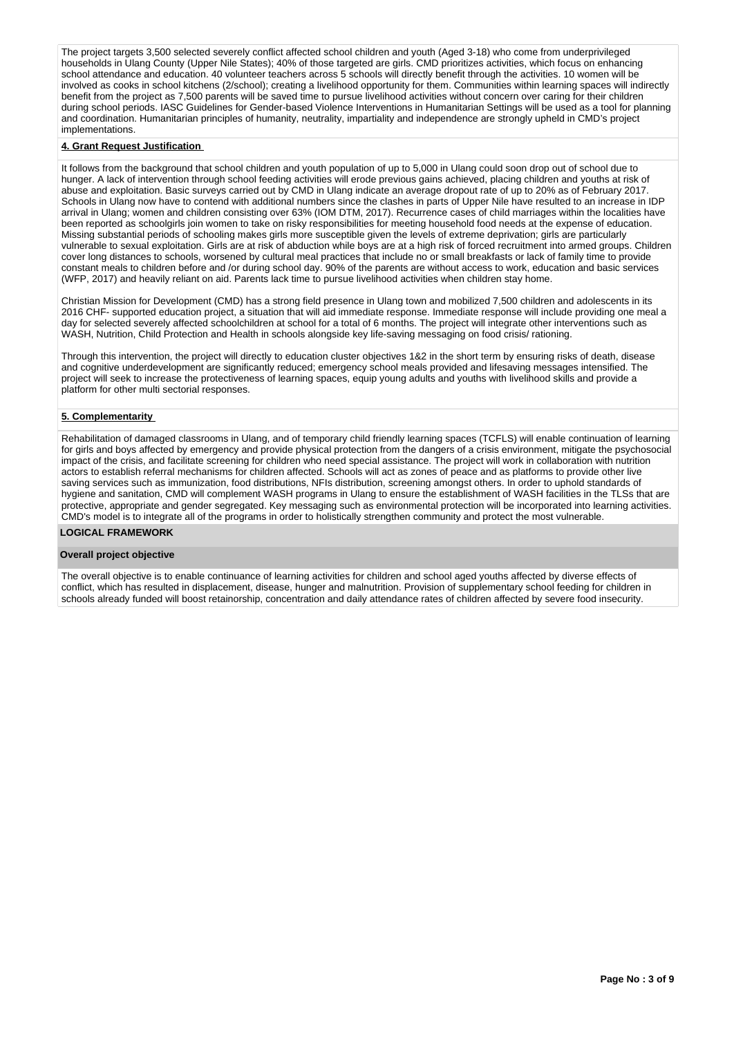The project targets 3,500 selected severely conflict affected school children and youth (Aged 3-18) who come from underprivileged households in Ulang County (Upper Nile States); 40% of those targeted are girls. CMD prioritizes activities, which focus on enhancing school attendance and education. 40 volunteer teachers across 5 schools will directly benefit through the activities. 10 women will be involved as cooks in school kitchens (2/school); creating a livelihood opportunity for them. Communities within learning spaces will indirectly benefit from the project as 7,500 parents will be saved time to pursue livelihood activities without concern over caring for their children during school periods. IASC Guidelines for Gender-based Violence Interventions in Humanitarian Settings will be used as a tool for planning and coordination. Humanitarian principles of humanity, neutrality, impartiality and independence are strongly upheld in CMD's project implementations.

**4. Grant Request Justification**

It follows from the background that school children and youth population of up to 5,000 in Ulang could soon drop out of school due to hunger. A lack of intervention through school feeding activities will erode previous gains achieved, placing children and youths at risk of abuse and exploitation. Basic surveys carried out by CMD in Ulang indicate an average dropout rate of up to 20% as of February 2017. Schools in Ulang now have to contend with additional numbers since the clashes in parts of Upper Nile have resulted to an increase in IDP arrival in Ulang; women and children consisting over 63% (IOM DTM, 2017). Recurrence cases of child marriages within the localities have been reported as schoolgirls join women to take on risky responsibilities for meeting household food needs at the expense of education. Missing substantial periods of schooling makes girls more susceptible given the levels of extreme deprivation; girls are particularly vulnerable to sexual exploitation. Girls are at risk of abduction while boys are at a high risk of forced recruitment into armed groups. Children cover long distances to schools, worsened by cultural meal practices that include no or small breakfasts or lack of family time to provide constant meals to children before and /or during school day. 90% of the parents are without access to work, education and basic services (WFP, 2017) and heavily reliant on aid. Parents lack time to pursue livelihood activities when children stay home.

Christian Mission for Development (CMD) has a strong field presence in Ulang town and mobilized 7,500 children and adolescents in its 2016 CHF- supported education project, a situation that will aid immediate response. Immediate response will include providing one meal a day for selected severely affected schoolchildren at school for a total of 6 months. The project will integrate other interventions such as WASH, Nutrition, Child Protection and Health in schools alongside key life-saving messaging on food crisis/ rationing.

Through this intervention, the project will directly to education cluster objectives 1&2 in the short term by ensuring risks of death, disease and cognitive underdevelopment are significantly reduced; emergency school meals provided and lifesaving messages intensified. The project will seek to increase the protectiveness of learning spaces, equip young adults and youths with livelihood skills and provide a platform for other multi sectorial responses.

**5. Complementarity**

Rehabilitation of damaged classrooms in Ulang, and of temporary child friendly learning spaces (TCFLS) will enable continuation of learning for girls and boys affected by emergency and provide physical protection from the dangers of a crisis environment, mitigate the psychosocial impact of the crisis, and facilitate screening for children who need special assistance. The project will work in collaboration with nutrition actors to establish referral mechanisms for children affected. Schools will act as zones of peace and as platforms to provide other live saving services such as immunization, food distributions, NFIs distribution, screening amongst others. In order to uphold standards of hygiene and sanitation, CMD will complement WASH programs in Ulang to ensure the establishment of WASH facilities in the TLSs that are protective, appropriate and gender segregated. Key messaging such as environmental protection will be incorporated into learning activities. CMD's model is to integrate all of the programs in order to holistically strengthen community and protect the most vulnerable.

## LOGICAL FRAMEWORK

### Overall project objective

The overall objective is to enable continuance of learning activities for children and school aged youths affected by diverse effects of conflict, which has resulted in displacement, disease, hunger and malnutrition. Provision of supplementary school feeding for children in schools already funded will boost retainorship, concentration and daily attendance rates of children affected by severe food insecurity.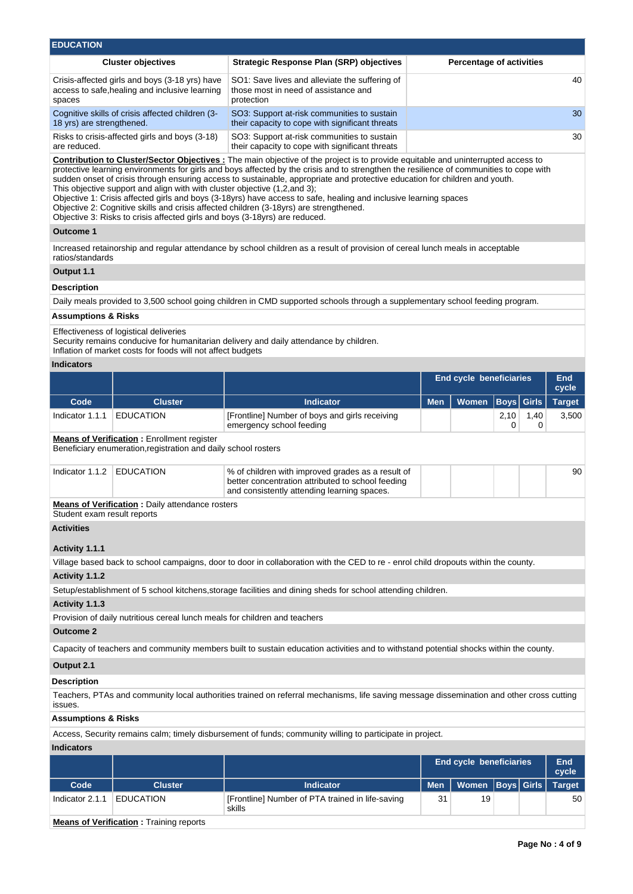## EDUCATION

| Cluster objectives | Strategic Response Plan (SRP) objectives | Percentage of activities |
|---|---|---|
| Crisis-affected girls and boys (3-18 yrs) have access to safe,healing and inclusive learning spaces | SO1: Save lives and alleviate the suffering of those most in need of assistance and protection | 40 |
| Cognitive skills of crisis affected children (3-18 yrs) are strengthened. | SO3: Support at-risk communities to sustain their capacity to cope with significant threats | 30 |
| Risks to crisis-affected girls and boys (3-18) are reduced. | SO3: Support at-risk communities to sustain their capacity to cope with significant threats | 30 |

**Contribution to Cluster/Sector Objectives :** The main objective of the project is to provide equitable and uninterrupted access to protective learning environments for girls and boys affected by the crisis and to strengthen the resilience of communities to cope with sudden onset of crisis through ensuring access to sustainable, appropriate and protective education for children and youth.
This objective support and align with with cluster objective (1,2,and 3);
Objective 1: Crisis affected girls and boys (3-18yrs) have access to safe, healing and inclusive learning spaces
Objective 2: Cognitive skills and crisis affected children (3-18yrs) are strengthened.
Objective 3: Risks to crisis affected girls and boys (3-18yrs) are reduced.

### Outcome 1

Increased retainorship and regular attendance by school children as a result of provision of cereal lunch meals in acceptable ratios/standards

### Output 1.1

#### Description

Daily meals provided to 3,500 school going children in CMD supported schools through a supplementary school feeding program.

#### Assumptions & Risks

Effectiveness of logistical deliveries
Security remains conducive for humanitarian delivery and daily attendance by children.
Inflation of market costs for foods will not affect budgets

#### Indicators

| | | | End cycle beneficiaries | | | | End cycle |
|---|---|---|---|---|---|---|---|
| Code | Cluster | Indicator | Men | Women | Boys | Girls | Target |
| Indicator 1.1.1 | EDUCATION | [Frontline] Number of boys and girls receiving emergency school feeding | | | 2,100 | 1,400 | 3,500 |
| Indicator 1.1.2 | EDUCATION | % of children with improved grades as a result of better concentration attributed to school feeding and consistently attending learning spaces. | | | | | 90 |

Indicator 1.1.1 — **Means of Verification :** Enrollment register
Beneficiary enumeration,registration and daily school rosters

Indicator 1.1.2 — **Means of Verification :** Daily attendance rosters
Student exam result reports

#### Activities

**Activity 1.1.1**

Village based back to school campaigns, door to door in collaboration with the CED to re - enrol child dropouts within the county.

**Activity 1.1.2**

Setup/establishment of 5 school kitchens,storage facilities and dining sheds for school attending children.

**Activity 1.1.3**

Provision of daily nutritious cereal lunch meals for children and teachers

### Outcome 2

Capacity of teachers and community members built to sustain education activities and to withstand potential shocks within the county.

### Output 2.1

#### Description

Teachers, PTAs and community local authorities trained on referral mechanisms, life saving message dissemination and other cross cutting issues.

#### Assumptions & Risks

Access, Security remains calm; timely disbursement of funds; community willing to participate in project.

#### Indicators

| | | | End cycle beneficiaries | | | | End cycle |
|---|---|---|---|---|---|---|---|
| Code | Cluster | Indicator | Men | Women | Boys | Girls | Target |
| Indicator 2.1.1 | EDUCATION | [Frontline] Number of PTA trained in life-saving skills | 31 | 19 | | | 50 |

**Means of Verification :** Training reports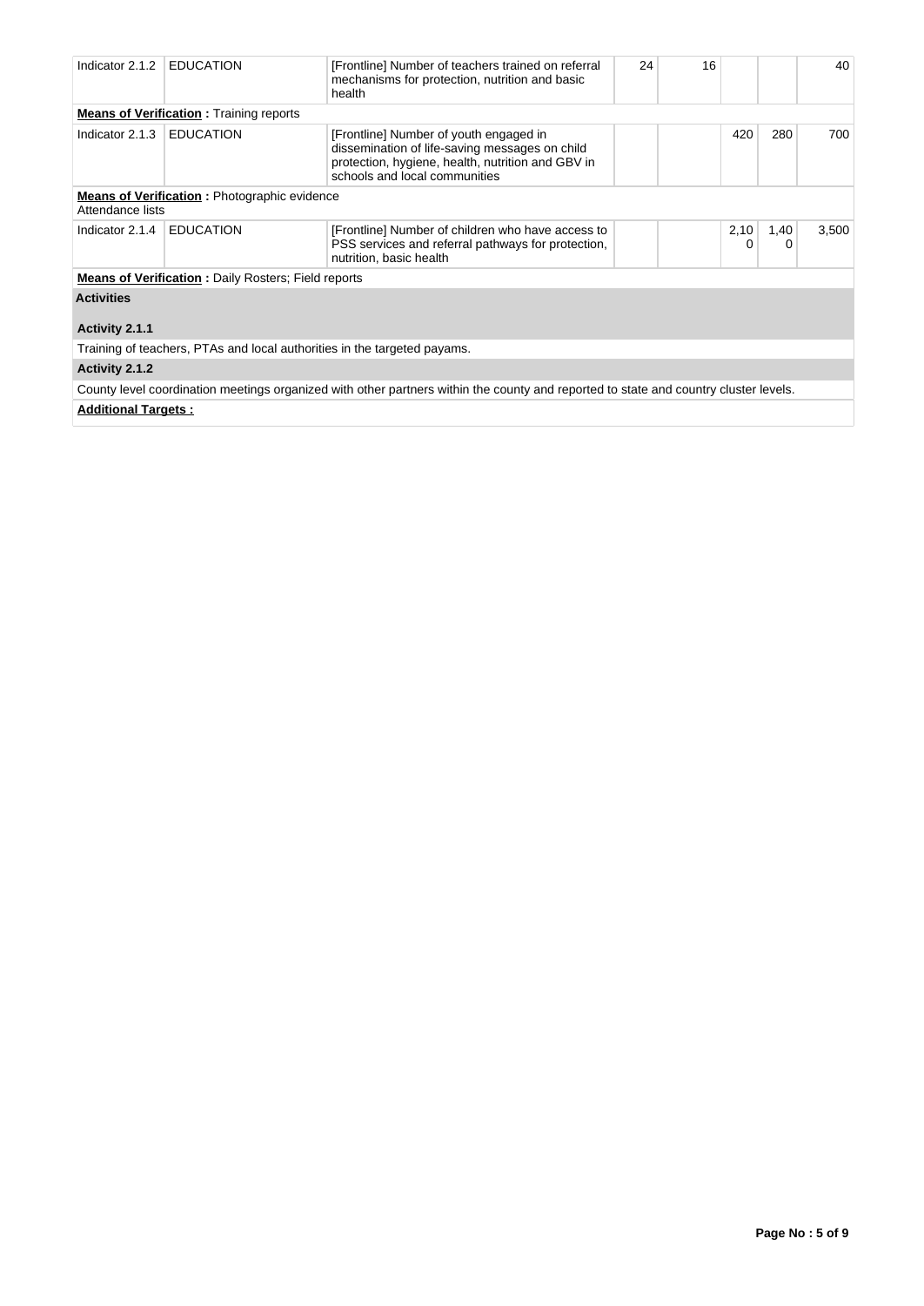| | | | | | | | |
|---|---|---|---|---|---|---|---|
| Indicator 2.1.2 | EDUCATION | [Frontline] Number of teachers trained on referral mechanisms for protection, nutrition and basic health | 24 | 16 | | | 40 |

**Means of Verification :** Training reports

| | | | | | | | |
|---|---|---|---|---|---|---|---|
| Indicator 2.1.3 | EDUCATION | [Frontline] Number of youth engaged in dissemination of life-saving messages on child protection, hygiene, health, nutrition and GBV in schools and local communities | | | 420 | 280 | 700 |

**Means of Verification :** Photographic evidence
Attendance lists

| | | | | | | | |
|---|---|---|---|---|---|---|---|
| Indicator 2.1.4 | EDUCATION | [Frontline] Number of children who have access to PSS services and referral pathways for protection, nutrition, basic health | | | 2,100 | 1,400 | 3,500 |

**Means of Verification :** Daily Rosters; Field reports

**Activities**

**Activity 2.1.1**

Training of teachers, PTAs and local authorities in the targeted payams.

**Activity 2.1.2**

County level coordination meetings organized with other partners within the county and reported to state and country cluster levels.

**Additional Targets :**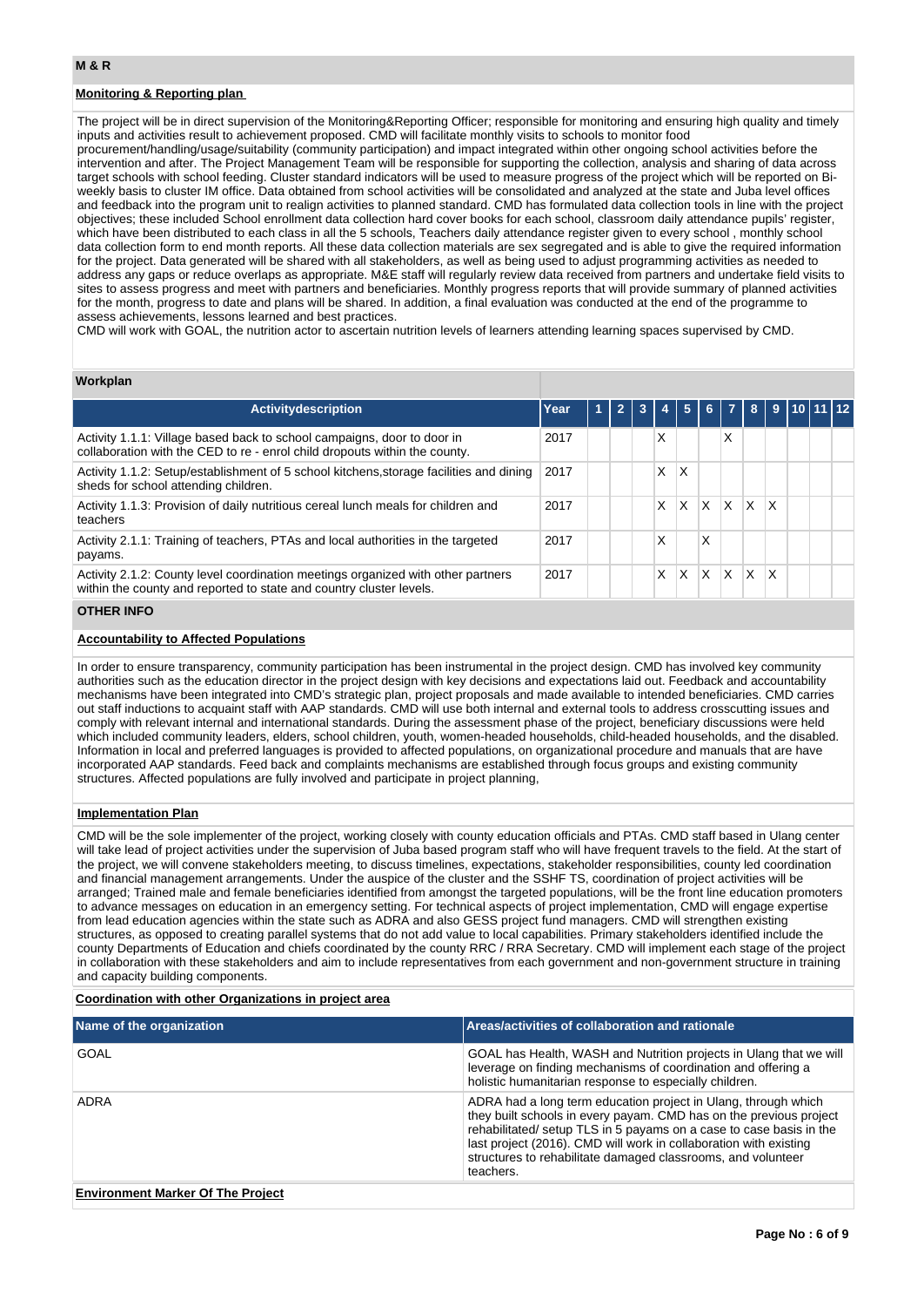**M & R**

**Monitoring & Reporting plan**

The project will be in direct supervision of the Monitoring&Reporting Officer; responsible for monitoring and ensuring high quality and timely inputs and activities result to achievement proposed. CMD will facilitate monthly visits to schools to monitor food procurement/handling/usage/suitability (community participation) and impact integrated within other ongoing school activities before the intervention and after. The Project Management Team will be responsible for supporting the collection, analysis and sharing of data across target schools with school feeding. Cluster standard indicators will be used to measure progress of the project which will be reported on Bi-weekly basis to cluster IM office. Data obtained from school activities will be consolidated and analyzed at the state and Juba level offices and feedback into the program unit to realign activities to planned standard. CMD has formulated data collection tools in line with the project objectives; these included School enrollment data collection hard cover books for each school, classroom daily attendance pupils' register, which have been distributed to each class in all the 5 schools, Teachers daily attendance register given to every school , monthly school data collection form to end month reports. All these data collection materials are sex segregated and is able to give the required information for the project. Data generated will be shared with all stakeholders, as well as being used to adjust programming activities as needed to address any gaps or reduce overlaps as appropriate. M&E staff will regularly review data received from partners and undertake field visits to sites to assess progress and meet with partners and beneficiaries. Monthly progress reports that will provide summary of planned activities for the month, progress to date and plans will be shared. In addition, a final evaluation was conducted at the end of the programme to assess achievements, lessons learned and best practices.
CMD will work with GOAL, the nutrition actor to ascertain nutrition levels of learners attending learning spaces supervised by CMD.

**Workplan**

| Activitydescription | Year | 1 | 2 | 3 | 4 | 5 | 6 | 7 | 8 | 9 | 10 | 11 | 12 |
|---|---|---|---|---|---|---|---|---|---|---|---|---|---|
| Activity 1.1.1: Village based back to school campaigns, door to door in collaboration with the CED to re - enrol child dropouts within the county. | 2017 | | | | X | | | X | | | | | |
| Activity 1.1.2: Setup/establishment of 5 school kitchens,storage facilities and dining sheds for school attending children. | 2017 | | | | X | X | | | | | | | |
| Activity 1.1.3: Provision of daily nutritious cereal lunch meals for children and teachers | 2017 | | | | X | X | X | X | X | X | | | |
| Activity 2.1.1: Training of teachers, PTAs and local authorities in the targeted payams. | 2017 | | | | X | | X | | | | | | |
| Activity 2.1.2: County level coordination meetings organized with other partners within the county and reported to state and country cluster levels. | 2017 | | | | X | X | X | X | X | X | | | |

**OTHER INFO**

**Accountability to Affected Populations**

In order to ensure transparency, community participation has been instrumental in the project design. CMD has involved key community authorities such as the education director in the project design with key decisions and expectations laid out. Feedback and accountability mechanisms have been integrated into CMD's strategic plan, project proposals and made available to intended beneficiaries. CMD carries out staff inductions to acquaint staff with AAP standards. CMD will use both internal and external tools to address crosscutting issues and comply with relevant internal and international standards. During the assessment phase of the project, beneficiary discussions were held which included community leaders, elders, school children, youth, women-headed households, child-headed households, and the disabled. Information in local and preferred languages is provided to affected populations, on organizational procedure and manuals that are have incorporated AAP standards. Feed back and complaints mechanisms are established through focus groups and existing community structures. Affected populations are fully involved and participate in project planning,

**Implementation Plan**

CMD will be the sole implementer of the project, working closely with county education officials and PTAs. CMD staff based in Ulang center will take lead of project activities under the supervision of Juba based program staff who will have frequent travels to the field. At the start of the project, we will convene stakeholders meeting, to discuss timelines, expectations, stakeholder responsibilities, county led coordination and financial management arrangements. Under the auspice of the cluster and the SSHF TS, coordination of project activities will be arranged; Trained male and female beneficiaries identified from amongst the targeted populations, will be the front line education promoters to advance messages on education in an emergency setting. For technical aspects of project implementation, CMD will engage expertise from lead education agencies within the state such as ADRA and also GESS project fund managers. CMD will strengthen existing structures, as opposed to creating parallel systems that do not add value to local capabilities. Primary stakeholders identified include the county Departments of Education and chiefs coordinated by the county RRC / RRA Secretary. CMD will implement each stage of the project in collaboration with these stakeholders and aim to include representatives from each government and non-government structure in training and capacity building components.

**Coordination with other Organizations in project area**

| Name of the organization | Areas/activities of collaboration and rationale |
|---|---|
| GOAL | GOAL has Health, WASH and Nutrition projects in Ulang that we will leverage on finding mechanisms of coordination and offering a holistic humanitarian response to especially children. |
| ADRA | ADRA had a long term education project in Ulang, through which they built schools in every payam. CMD has on the previous project rehabilitated/ setup TLS in 5 payams on a case to case basis in the last project (2016). CMD will work in collaboration with existing structures to rehabilitate damaged classrooms, and volunteer teachers. |

**Environment Marker Of The Project**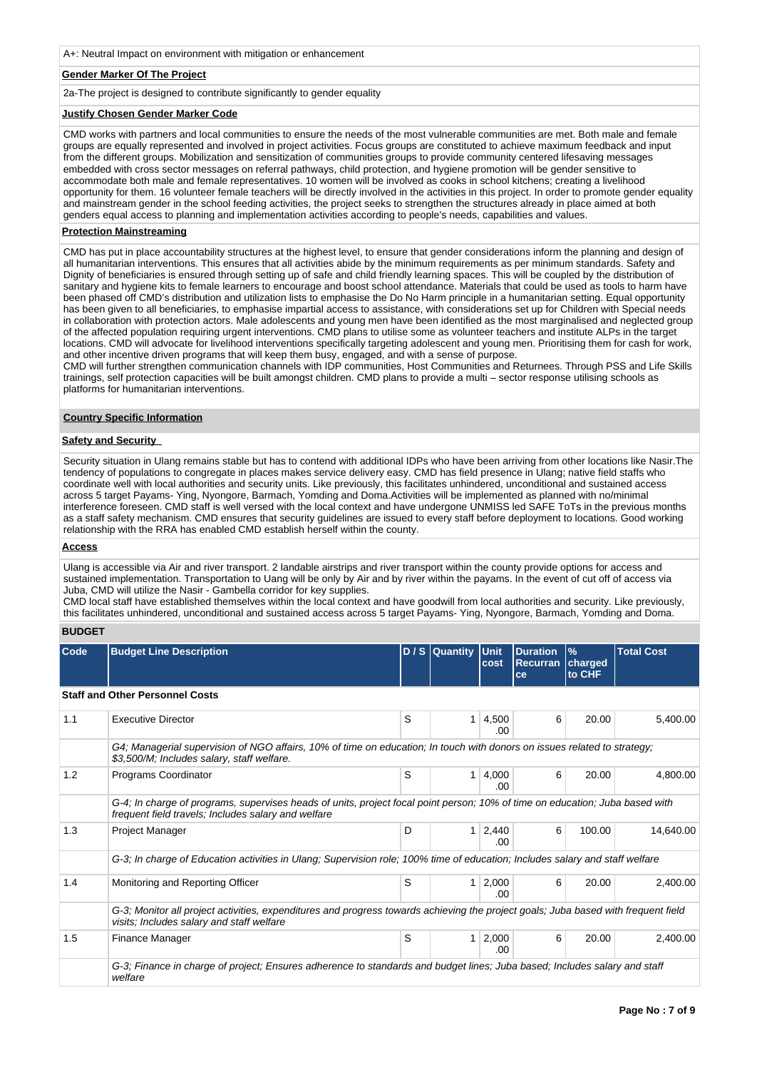A+: Neutral Impact on environment with mitigation or enhancement

**Gender Marker Of The Project**

2a-The project is designed to contribute significantly to gender equality

**Justify Chosen Gender Marker Code**

CMD works with partners and local communities to ensure the needs of the most vulnerable communities are met. Both male and female groups are equally represented and involved in project activities. Focus groups are constituted to achieve maximum feedback and input from the different groups. Mobilization and sensitization of communities groups to provide community centered lifesaving messages embedded with cross sector messages on referral pathways, child protection, and hygiene promotion will be gender sensitive to accommodate both male and female representatives. 10 women will be involved as cooks in school kitchens; creating a livelihood opportunity for them. 16 volunteer female teachers will be directly involved in the activities in this project. In order to promote gender equality and mainstream gender in the school feeding activities, the project seeks to strengthen the structures already in place aimed at both genders equal access to planning and implementation activities according to people's needs, capabilities and values.

**Protection Mainstreaming**

CMD has put in place accountability structures at the highest level, to ensure that gender considerations inform the planning and design of all humanitarian interventions. This ensures that all activities abide by the minimum requirements as per minimum standards. Safety and Dignity of beneficiaries is ensured through setting up of safe and child friendly learning spaces. This will be coupled by the distribution of sanitary and hygiene kits to female learners to encourage and boost school attendance. Materials that could be used as tools to harm have been phased off CMD's distribution and utilization lists to emphasise the Do No Harm principle in a humanitarian setting. Equal opportunity has been given to all beneficiaries, to emphasise impartial access to assistance, with considerations set up for Children with Special needs in collaboration with protection actors. Male adolescents and young men have been identified as the most marginalised and neglected group of the affected population requiring urgent interventions. CMD plans to utilise some as volunteer teachers and institute ALPs in the target locations. CMD will advocate for livelihood interventions specifically targeting adolescent and young men. Prioritising them for cash for work, and other incentive driven programs that will keep them busy, engaged, and with a sense of purpose.
CMD will further strengthen communication channels with IDP communities, Host Communities and Returnees. Through PSS and Life Skills trainings, self protection capacities will be built amongst children. CMD plans to provide a multi – sector response utilising schools as platforms for humanitarian interventions.

**Country Specific Information**

**Safety and Security**

Security situation in Ulang remains stable but has to contend with additional IDPs who have been arriving from other locations like Nasir.The tendency of populations to congregate in places makes service delivery easy. CMD has field presence in Ulang; native field staffs who coordinate well with local authorities and security units. Like previously, this facilitates unhindered, unconditional and sustained access across 5 target Payams- Ying, Nyongore, Barmach, Yomding and Doma.Activities will be implemented as planned with no/minimal interference foreseen. CMD staff is well versed with the local context and have undergone UNMISS led SAFE ToTs in the previous months as a staff safety mechanism. CMD ensures that security guidelines are issued to every staff before deployment to locations. Good working relationship with the RRA has enabled CMD establish herself within the county.

**Access**

Ulang is accessible via Air and river transport. 2 landable airstrips and river transport within the county provide options for access and sustained implementation. Transportation to Uang will be only by Air and by river within the payams. In the event of cut off of access via Juba, CMD will utilize the Nasir - Gambella corridor for key supplies.
CMD local staff have established themselves within the local context and have goodwill from local authorities and security. Like previously, this facilitates unhindered, unconditional and sustained access across 5 target Payams- Ying, Nyongore, Barmach, Yomding and Doma.

**BUDGET**

| Code | Budget Line Description | D / S | Quantity | Unit cost | Duration Recurrance | % charged to CHF | Total Cost |
|---|---|---|---|---|---|---|---|
| **Staff and Other Personnel Costs** | | | | | | | |
| 1.1 | Executive Director | S | 1 | 4,500.00 | 6 | 20.00 | 5,400.00 |
| | *G4; Managerial supervision of NGO affairs, 10% of time on education; In touch with donors on issues related to strategy; $3,500/M; Includes salary, staff welfare.* | | | | | | |
| 1.2 | Programs Coordinator | S | 1 | 4,000.00 | 6 | 20.00 | 4,800.00 |
| | *G-4; In charge of programs, supervises heads of units, project focal point person; 10% of time on education; Juba based with frequent field travels; Includes salary and welfare* | | | | | | |
| 1.3 | Project Manager | D | 1 | 2,440.00 | 6 | 100.00 | 14,640.00 |
| | *G-3; In charge of Education activities in Ulang; Supervision role; 100% time of education; Includes salary and staff welfare* | | | | | | |
| 1.4 | Monitoring and Reporting Officer | S | 1 | 2,000.00 | 6 | 20.00 | 2,400.00 |
| | *G-3; Monitor all project activities, expenditures and progress towards achieving the project goals; Juba based with frequent field visits; Includes salary and staff welfare* | | | | | | |
| 1.5 | Finance Manager | S | 1 | 2,000.00 | 6 | 20.00 | 2,400.00 |
| | *G-3; Finance in charge of project; Ensures adherence to standards and budget lines; Juba based; Includes salary and staff welfare* | | | | | | |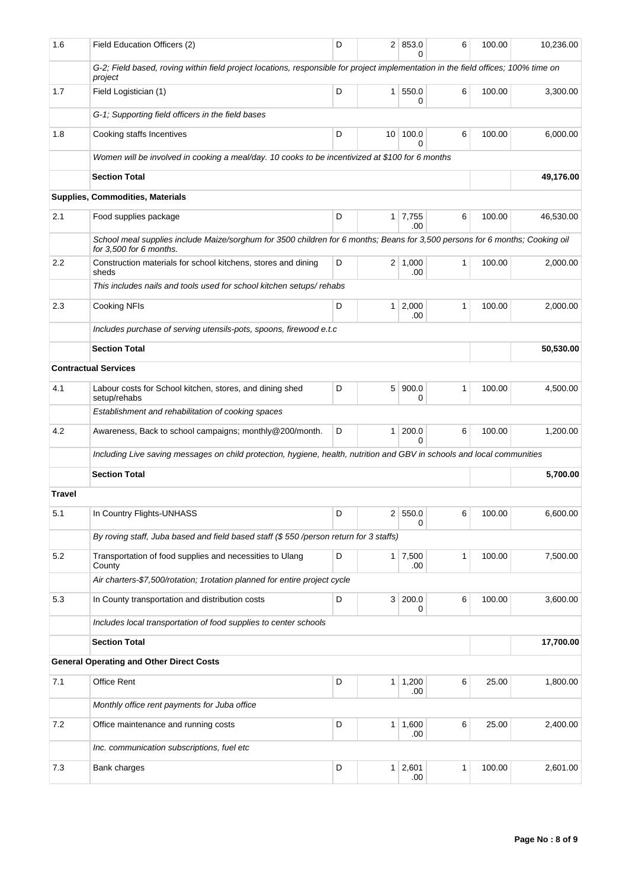| | | | | | | | |
|---|---|---|---|---|---|---|---|
| 1.6 | Field Education Officers (2) | D | 2 | 853.00 | 6 | 100.00 | 10,236.00 |
| | *G-2; Field based, roving within field project locations, responsible for project implementation in the field offices; 100% time on project* | | | | | | |
| 1.7 | Field Logistician (1) | D | 1 | 550.00 | 6 | 100.00 | 3,300.00 |
| | *G-1; Supporting field officers in the field bases* | | | | | | |
| 1.8 | Cooking staffs Incentives | D | 10 | 100.00 | 6 | 100.00 | 6,000.00 |
| | *Women will be involved in cooking a meal/day. 10 cooks to be incentivized at $100 for 6 months* | | | | | | |
| | **Section Total** | | | | | | **49,176.00** |
| **Supplies, Commodities, Materials** | | | | | | | |
| 2.1 | Food supplies package | D | 1 | 7,755.00 | 6 | 100.00 | 46,530.00 |
| | *School meal supplies include Maize/sorghum for 3500 children for 6 months; Beans for 3,500 persons for 6 months; Cooking oil for 3,500 for 6 months.* | | | | | | |
| 2.2 | Construction materials for school kitchens, stores and dining sheds | D | 2 | 1,000.00 | 1 | 100.00 | 2,000.00 |
| | *This includes nails and tools used for school kitchen setups/ rehabs* | | | | | | |
| 2.3 | Cooking NFIs | D | 1 | 2,000.00 | 1 | 100.00 | 2,000.00 |
| | *Includes purchase of serving utensils-pots, spoons, firewood e.t.c* | | | | | | |
| | **Section Total** | | | | | | **50,530.00** |
| **Contractual Services** | | | | | | | |
| 4.1 | Labour costs for School kitchen, stores, and dining shed setup/rehabs | D | 5 | 900.00 | 1 | 100.00 | 4,500.00 |
| | *Establishment and rehabilitation of cooking spaces* | | | | | | |
| 4.2 | Awareness, Back to school campaigns; monthly@200/month. | D | 1 | 200.00 | 6 | 100.00 | 1,200.00 |
| | *Including Live saving messages on child protection, hygiene, health, nutrition and GBV in schools and local communities* | | | | | | |
| | **Section Total** | | | | | | **5,700.00** |
| **Travel** | | | | | | | |
| 5.1 | In Country Flights-UNHASS | D | 2 | 550.00 | 6 | 100.00 | 6,600.00 |
| | *By roving staff, Juba based and field based staff ($ 550 /person return for 3 staffs)* | | | | | | |
| 5.2 | Transportation of food supplies and necessities to Ulang County | D | 1 | 7,500.00 | 1 | 100.00 | 7,500.00 |
| | *Air charters-$7,500/rotation; 1rotation planned for entire project cycle* | | | | | | |
| 5.3 | In County transportation and distribution costs | D | 3 | 200.00 | 6 | 100.00 | 3,600.00 |
| | *Includes local transportation of food supplies to center schools* | | | | | | |
| | **Section Total** | | | | | | **17,700.00** |
| **General Operating and Other Direct Costs** | | | | | | | |
| 7.1 | Office Rent | D | 1 | 1,200.00 | 6 | 25.00 | 1,800.00 |
| | *Monthly office rent payments for Juba office* | | | | | | |
| 7.2 | Office maintenance and running costs | D | 1 | 1,600.00 | 6 | 25.00 | 2,400.00 |
| | *Inc. communication subscriptions, fuel etc* | | | | | | |
| 7.3 | Bank charges | D | 1 | 2,601.00 | 1 | 100.00 | 2,601.00 |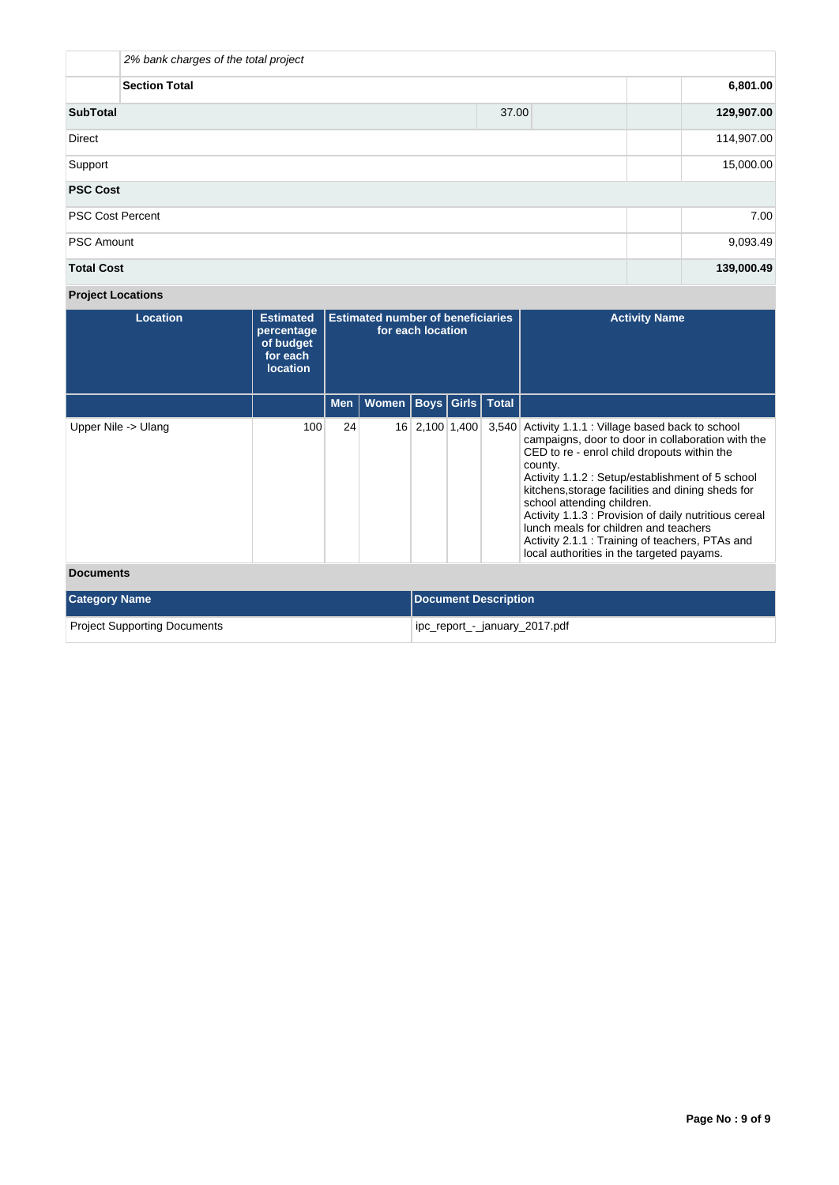| | | | | | |
|---|---|---|---|---|---|
| | *2% bank charges of the total project* | | | | |
| | **Section Total** | | | | **6,801.00** |
| **SubTotal** | | 37.00 | | | **129,907.00** |
| Direct | | | | | 114,907.00 |
| Support | | | | | 15,000.00 |
| **PSC Cost** | | | | | |
| PSC Cost Percent | | | | | 7.00 |
| PSC Amount | | | | | 9,093.49 |
| **Total Cost** | | | | | **139,000.49** |

**Project Locations**

| Location | Estimated percentage of budget for each location | Estimated number of beneficiaries for each location | | | | | Activity Name |
|---|---|---|---|---|---|---|---|
| | | Men | Women | Boys | Girls | Total | |
| Upper Nile -> Ulang | 100 | 24 | 16 | 2,100 | 1,400 | 3,540 | Activity 1.1.1 : Village based back to school campaigns, door to door in collaboration with the CED to re - enrol child dropouts within the county.<br>Activity 1.1.2 : Setup/establishment of 5 school kitchens,storage facilities and dining sheds for school attending children.<br>Activity 1.1.3 : Provision of daily nutritious cereal lunch meals for children and teachers<br>Activity 2.1.1 : Training of teachers, PTAs and local authorities in the targeted payams. |

**Documents**

| Category Name | Document Description |
|---|---|
| Project Supporting Documents | ipc_report_-_january_2017.pdf |